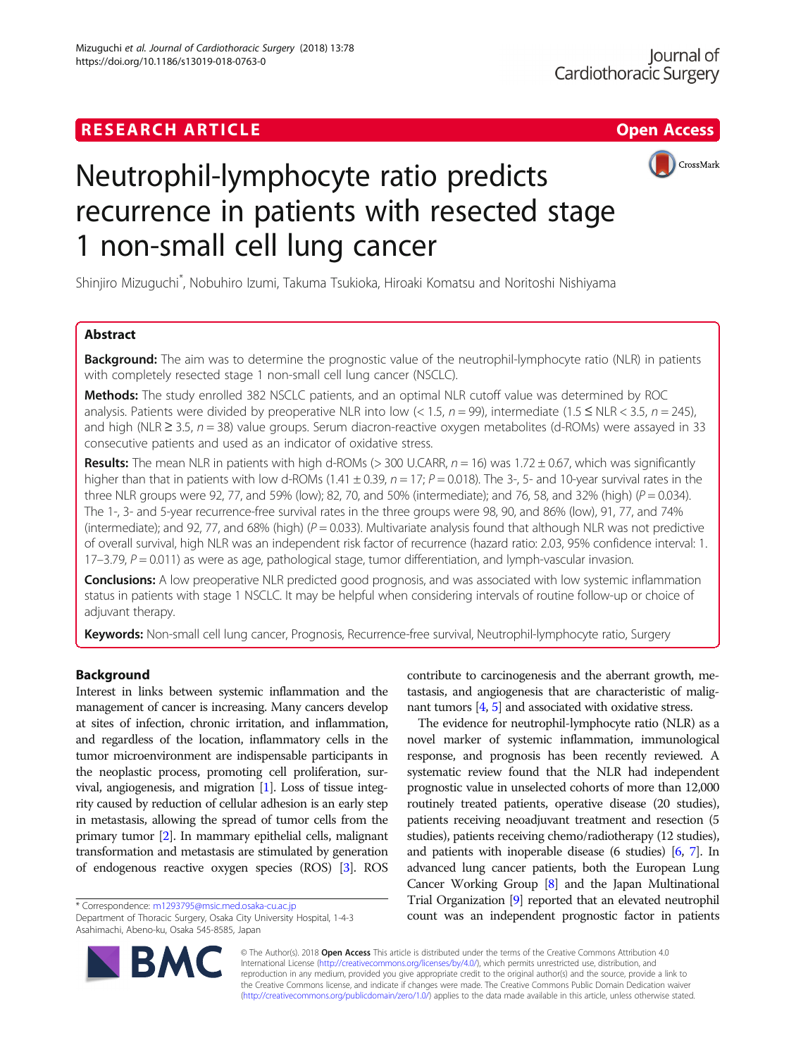RESEARCH ARTICLE

Open Access

# Neutrophil-lymphocyte ratio predicts recurrence in patients with resected stage 1 non-small cell lung cancer

Shinjiro Mizuguchi*, Nobuhiro Izumi, Takuma Tsukioka, Hiroaki Komatsu and Noritoshi Nishiyama

## Abstract

**Background:** The aim was to determine the prognostic value of the neutrophil-lymphocyte ratio (NLR) in patients with completely resected stage 1 non-small cell lung cancer (NSCLC).

**Methods:** The study enrolled 382 NSCLC patients, and an optimal NLR cutoff value was determined by ROC analysis. Patients were divided by preoperative NLR into low (< 1.5, *n* = 99), intermediate (1.5 ≤ NLR < 3.5, *n* = 245), and high (NLR ≥ 3.5, *n* = 38) value groups. Serum diacron-reactive oxygen metabolites (d-ROMs) were assayed in 33 consecutive patients and used as an indicator of oxidative stress.

**Results:** The mean NLR in patients with high d-ROMs (> 300 U.CARR, *n* = 16) was 1.72 ± 0.67, which was significantly higher than that in patients with low d-ROMs (1.41 ± 0.39, *n* = 17; *P* = 0.018). The 3-, 5- and 10-year survival rates in the three NLR groups were 92, 77, and 59% (low); 82, 70, and 50% (intermediate); and 76, 58, and 32% (high) (*P* = 0.034). The 1-, 3- and 5-year recurrence-free survival rates in the three groups were 98, 90, and 86% (low), 91, 77, and 74% (intermediate); and 92, 77, and 68% (high) (*P* = 0.033). Multivariate analysis found that although NLR was not predictive of overall survival, high NLR was an independent risk factor of recurrence (hazard ratio: 2.03, 95% confidence interval: 1.17–3.79, *P* = 0.011) as were as age, pathological stage, tumor differentiation, and lymph-vascular invasion.

**Conclusions:** A low preoperative NLR predicted good prognosis, and was associated with low systemic inflammation status in patients with stage 1 NSCLC. It may be helpful when considering intervals of routine follow-up or choice of adjuvant therapy.

**Keywords:** Non-small cell lung cancer, Prognosis, Recurrence-free survival, Neutrophil-lymphocyte ratio, Surgery

## Background

Interest in links between systemic inflammation and the management of cancer is increasing. Many cancers develop at sites of infection, chronic irritation, and inflammation, and regardless of the location, inflammatory cells in the tumor microenvironment are indispensable participants in the neoplastic process, promoting cell proliferation, survival, angiogenesis, and migration [1]. Loss of tissue integrity caused by reduction of cellular adhesion is an early step in metastasis, allowing the spread of tumor cells from the primary tumor [2]. In mammary epithelial cells, malignant transformation and metastasis are stimulated by generation of endogenous reactive oxygen species (ROS) [3]. ROS contribute to carcinogenesis and the aberrant growth, metastasis, and angiogenesis that are characteristic of malignant tumors [4, 5] and associated with oxidative stress.

The evidence for neutrophil-lymphocyte ratio (NLR) as a novel marker of systemic inflammation, immunological response, and prognosis has been recently reviewed. A systematic review found that the NLR had independent prognostic value in unselected cohorts of more than 12,000 routinely treated patients, operative disease (20 studies), patients receiving neoadjuvant treatment and resection (5 studies), patients receiving chemo/radiotherapy (12 studies), and patients with inoperable disease (6 studies) [6, 7]. In advanced lung cancer patients, both the European Lung Cancer Working Group [8] and the Japan Multinational Trial Organization [9] reported that an elevated neutrophil count was an independent prognostic factor in patients

\* Correspondence: m1293795@msic.med.osaka-cu.ac.jp
Department of Thoracic Surgery, Osaka City University Hospital, 1-4-3 Asahimachi, Abeno-ku, Osaka 545-8585, Japan

© The Author(s). 2018 **Open Access** This article is distributed under the terms of the Creative Commons Attribution 4.0 International License (http://creativecommons.org/licenses/by/4.0/), which permits unrestricted use, distribution, and reproduction in any medium, provided you give appropriate credit to the original author(s) and the source, provide a link to the Creative Commons license, and indicate if changes were made. The Creative Commons Public Domain Dedication waiver (http://creativecommons.org/publicdomain/zero/1.0/) applies to the data made available in this article, unless otherwise stated.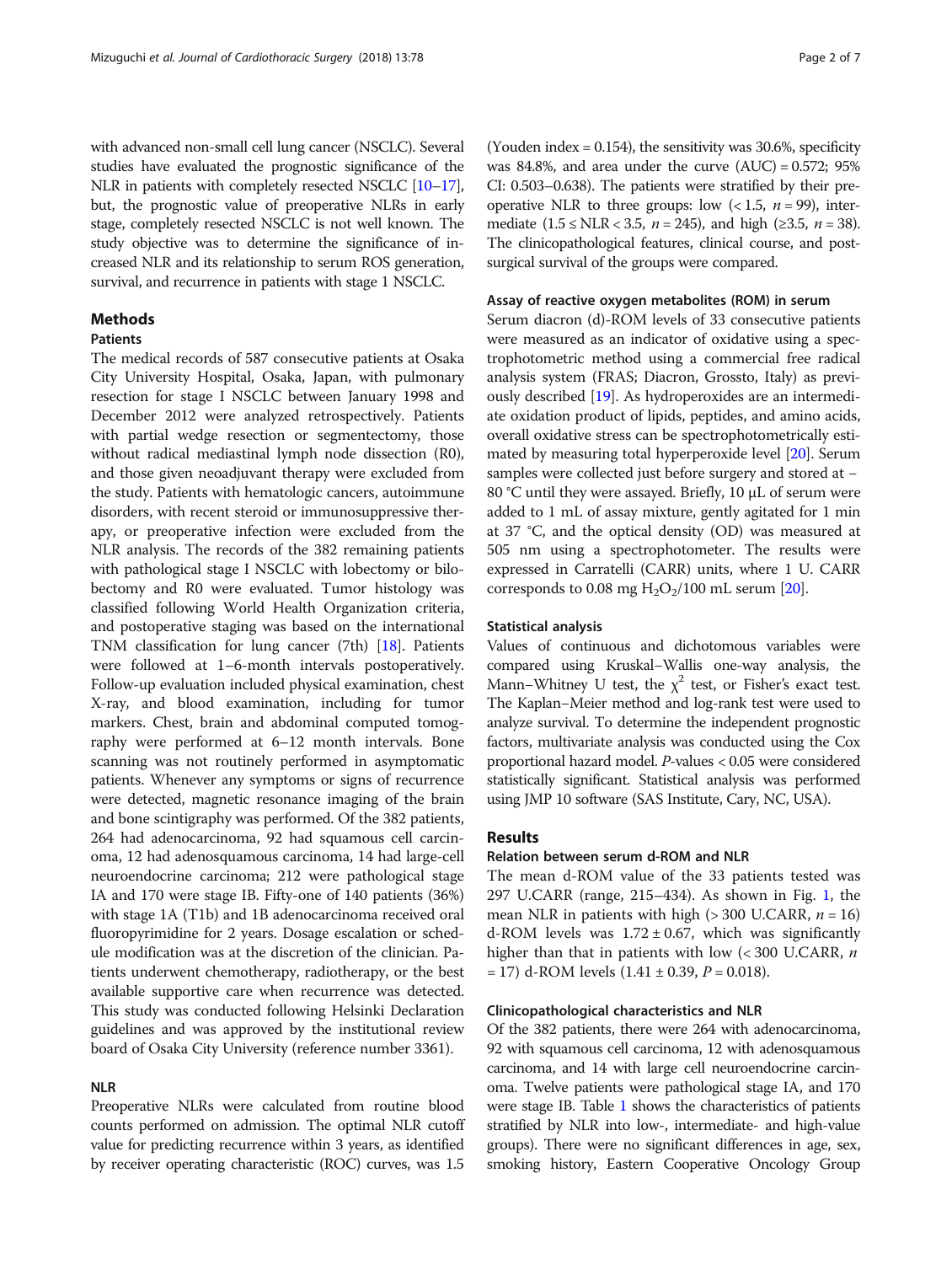with advanced non-small cell lung cancer (NSCLC). Several studies have evaluated the prognostic significance of the NLR in patients with completely resected NSCLC [10–17], but, the prognostic value of preoperative NLRs in early stage, completely resected NSCLC is not well known. The study objective was to determine the significance of increased NLR and its relationship to serum ROS generation, survival, and recurrence in patients with stage 1 NSCLC.

## Methods

### Patients

The medical records of 587 consecutive patients at Osaka City University Hospital, Osaka, Japan, with pulmonary resection for stage I NSCLC between January 1998 and December 2012 were analyzed retrospectively. Patients with partial wedge resection or segmentectomy, those without radical mediastinal lymph node dissection (R0), and those given neoadjuvant therapy were excluded from the study. Patients with hematologic cancers, autoimmune disorders, with recent steroid or immunosuppressive therapy, or preoperative infection were excluded from the NLR analysis. The records of the 382 remaining patients with pathological stage I NSCLC with lobectomy or bilobectomy and R0 were evaluated. Tumor histology was classified following World Health Organization criteria, and postoperative staging was based on the international TNM classification for lung cancer (7th) [18]. Patients were followed at 1–6-month intervals postoperatively. Follow-up evaluation included physical examination, chest X-ray, and blood examination, including for tumor markers. Chest, brain and abdominal computed tomography were performed at 6–12 month intervals. Bone scanning was not routinely performed in asymptomatic patients. Whenever any symptoms or signs of recurrence were detected, magnetic resonance imaging of the brain and bone scintigraphy was performed. Of the 382 patients, 264 had adenocarcinoma, 92 had squamous cell carcinoma, 12 had adenosquamous carcinoma, 14 had large-cell neuroendocrine carcinoma; 212 were pathological stage IA and 170 were stage IB. Fifty-one of 140 patients (36%) with stage 1A (T1b) and 1B adenocarcinoma received oral fluoropyrimidine for 2 years. Dosage escalation or schedule modification was at the discretion of the clinician. Patients underwent chemotherapy, radiotherapy, or the best available supportive care when recurrence was detected. This study was conducted following Helsinki Declaration guidelines and was approved by the institutional review board of Osaka City University (reference number 3361).

### NLR

Preoperative NLRs were calculated from routine blood counts performed on admission. The optimal NLR cutoff value for predicting recurrence within 3 years, as identified by receiver operating characteristic (ROC) curves, was 1.5 (Youden index = 0.154), the sensitivity was 30.6%, specificity was 84.8%, and area under the curve (AUC) = 0.572; 95% CI: 0.503–0.638). The patients were stratified by their preoperative NLR to three groups: low (< 1.5, $n = 99$), intermediate ($1.5 \leq$ NLR < 3.5, $n = 245$), and high ($\geq 3.5$, $n = 38$). The clinicopathological features, clinical course, and postsurgical survival of the groups were compared.

### Assay of reactive oxygen metabolites (ROM) in serum

Serum diacron (d)-ROM levels of 33 consecutive patients were measured as an indicator of oxidative using a spectrophotometric method using a commercial free radical analysis system (FRAS; Diacron, Grossto, Italy) as previously described [19]. As hydroperoxides are an intermediate oxidation product of lipids, peptides, and amino acids, overall oxidative stress can be spectrophotometrically estimated by measuring total hyperperoxide level [20]. Serum samples were collected just before surgery and stored at − 80 °C until they were assayed. Briefly, 10 μL of serum were added to 1 mL of assay mixture, gently agitated for 1 min at 37 °C, and the optical density (OD) was measured at 505 nm using a spectrophotometer. The results were expressed in Carratelli (CARR) units, where 1 U. CARR corresponds to 0.08 mg $H_2O_2$/100 mL serum [20].

### Statistical analysis

Values of continuous and dichotomous variables were compared using Kruskal–Wallis one-way analysis, the Mann–Whitney U test, the $\chi^2$ test, or Fisher's exact test. The Kaplan–Meier method and log-rank test were used to analyze survival. To determine the independent prognostic factors, multivariate analysis was conducted using the Cox proportional hazard model. *P*-values < 0.05 were considered statistically significant. Statistical analysis was performed using JMP 10 software (SAS Institute, Cary, NC, USA).

## Results

### Relation between serum d-ROM and NLR

The mean d-ROM value of the 33 patients tested was 297 U.CARR (range, 215–434). As shown in Fig. 1, the mean NLR in patients with high (> 300 U.CARR, $n = 16$) d-ROM levels was $1.72 \pm 0.67$, which was significantly higher than that in patients with low (< 300 U.CARR, $n = 17$) d-ROM levels ($1.41 \pm 0.39$, $P = 0.018$).

### Clinicopathological characteristics and NLR

Of the 382 patients, there were 264 with adenocarcinoma, 92 with squamous cell carcinoma, 12 with adenosquamous carcinoma, and 14 with large cell neuroendocrine carcinoma. Twelve patients were pathological stage IA, and 170 were stage IB. Table 1 shows the characteristics of patients stratified by NLR into low-, intermediate- and high-value groups). There were no significant differences in age, sex, smoking history, Eastern Cooperative Oncology Group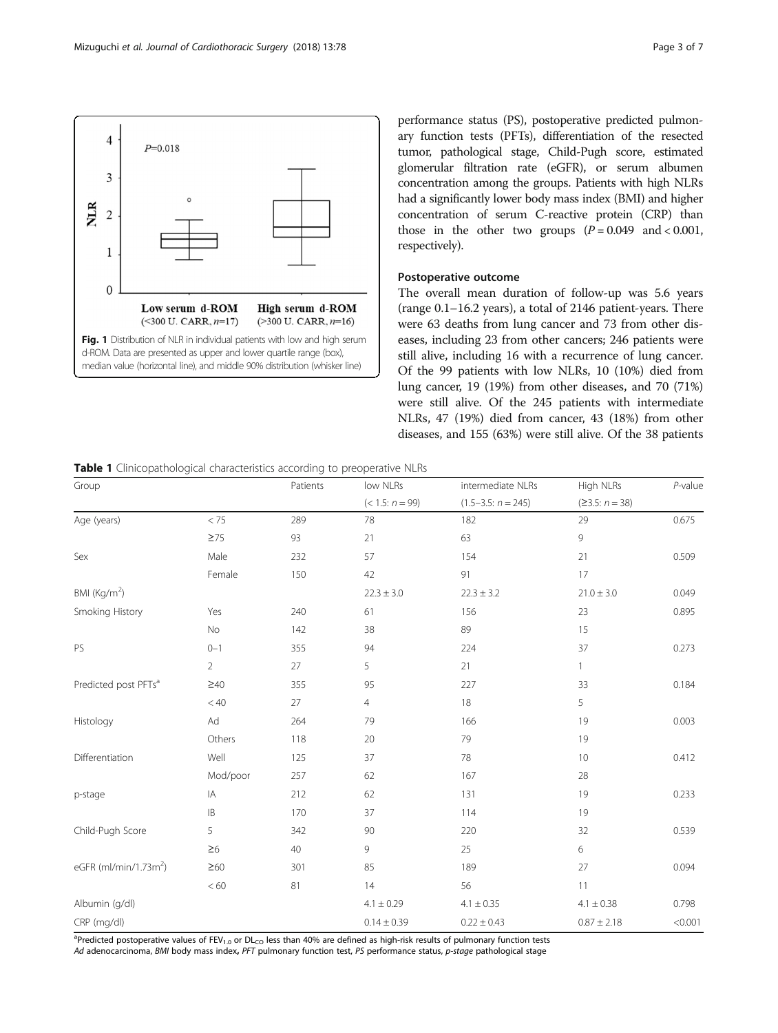Fig. 1 Distribution of NLR in individual patients with low and high serum d-ROM. Data are presented as upper and lower quartile range (box), median value (horizontal line), and middle 90% distribution (whisker line)

performance status (PS), postoperative predicted pulmonary function tests (PFTs), differentiation of the resected tumor, pathological stage, Child-Pugh score, estimated glomerular filtration rate (eGFR), or serum albumen concentration among the groups. Patients with high NLRs had a significantly lower body mass index (BMI) and higher concentration of serum C-reactive protein (CRP) than those in the other two groups ($P = 0.049$ and $< 0.001$, respectively).

### Postoperative outcome

The overall mean duration of follow-up was 5.6 years (range 0.1–16.2 years), a total of 2146 patient-years. There were 63 deaths from lung cancer and 73 from other diseases, including 23 from other cancers; 246 patients were still alive, including 16 with a recurrence of lung cancer. Of the 99 patients with low NLRs, 10 (10%) died from lung cancer, 19 (19%) from other diseases, and 70 (71%) were still alive. Of the 245 patients with intermediate NLRs, 47 (19%) died from cancer, 43 (18%) from other diseases, and 155 (63%) were still alive. Of the 38 patients

**Table 1** Clinicopathological characteristics according to preoperative NLRs

| Group | | Patients | low NLRs | intermediate NLRs | High NLRs | P-value |
|---|---|---|---|---|---|---|
| | | | (< 1.5: n = 99) | (1.5–3.5: n = 245) | (≥3.5: n = 38) | |
| Age (years) | < 75 | 289 | 78 | 182 | 29 | 0.675 |
| | ≥75 | 93 | 21 | 63 | 9 | |
| Sex | Male | 232 | 57 | 154 | 21 | 0.509 |
| | Female | 150 | 42 | 91 | 17 | |
| BMI (Kg/m$^2$) | | | 22.3 ± 3.0 | 22.3 ± 3.2 | 21.0 ± 3.0 | 0.049 |
| Smoking History | Yes | 240 | 61 | 156 | 23 | 0.895 |
| | No | 142 | 38 | 89 | 15 | |
| PS | 0–1 | 355 | 94 | 224 | 37 | 0.273 |
| | 2 | 27 | 5 | 21 | 1 | |
| Predicted post PFTs[a] | ≥40 | 355 | 95 | 227 | 33 | 0.184 |
| | < 40 | 27 | 4 | 18 | 5 | |
| Histology | Ad | 264 | 79 | 166 | 19 | 0.003 |
| | Others | 118 | 20 | 79 | 19 | |
| Differentiation | Well | 125 | 37 | 78 | 10 | 0.412 |
| | Mod/poor | 257 | 62 | 167 | 28 | |
| p-stage | IA | 212 | 62 | 131 | 19 | 0.233 |
| | IB | 170 | 37 | 114 | 19 | |
| Child-Pugh Score | 5 | 342 | 90 | 220 | 32 | 0.539 |
| | ≥6 | 40 | 9 | 25 | 6 | |
| eGFR (ml/min/1.73m$^2$) | ≥60 | 301 | 85 | 189 | 27 | 0.094 |
| | < 60 | 81 | 14 | 56 | 11 | |
| Albumin (g/dl) | | | 4.1 ± 0.29 | 4.1 ± 0.35 | 4.1 ± 0.38 | 0.798 |
| CRP (mg/dl) | | | 0.14 ± 0.39 | 0.22 ± 0.43 | 0.87 ± 2.18 | <0.001 |

[a]Predicted postoperative values of $FEV_{1.0}$ or $DL_{CO}$ less than 40% are defined as high-risk results of pulmonary function tests

*Ad* adenocarcinoma, *BMI* body mass index, *PFT* pulmonary function test, *PS* performance status, *p-stage* pathological stage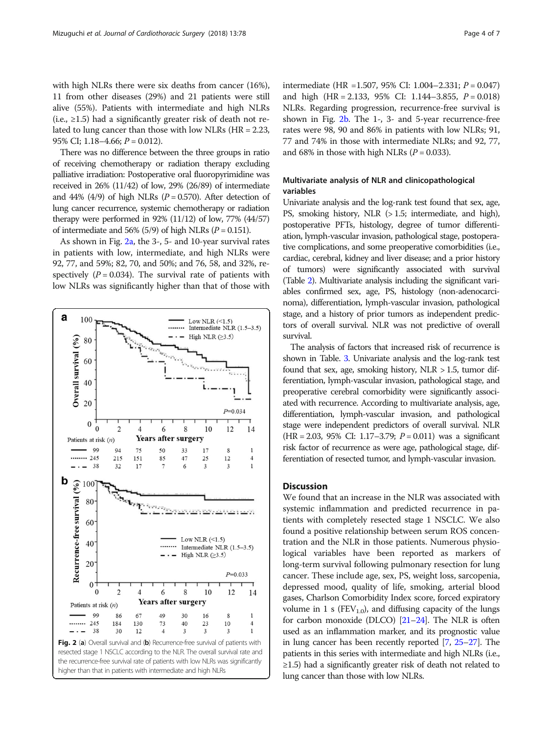with high NLRs there were six deaths from cancer (16%), 11 from other diseases (29%) and 21 patients were still alive (55%). Patients with intermediate and high NLRs (i.e., ≥1.5) had a significantly greater risk of death not related to lung cancer than those with low NLRs (HR = 2.23, 95% CI; 1.18–4.66; $P = 0.012$).

There was no difference between the three groups in ratio of receiving chemotherapy or radiation therapy excluding palliative irradiation: Postoperative oral fluoropyrimidine was received in 26% (11/42) of low, 29% (26/89) of intermediate and 44% (4/9) of high NLRs ($P = 0.570$). After detection of lung cancer recurrence, systemic chemotherapy or radiation therapy were performed in 92% (11/12) of low, 77% (44/57) of intermediate and 56% (5/9) of high NLRs ($P = 0.151$).

As shown in Fig. 2a, the 3-, 5- and 10-year survival rates in patients with low, intermediate, and high NLRs were 92, 77, and 59%; 82, 70, and 50%; and 76, 58, and 32%, respectively ($P = 0.034$). The survival rate of patients with low NLRs was significantly higher than that of those with intermediate (HR =1.507, 95% CI: 1.004–2.331; $P = 0.047$) and high (HR = 2.133, 95% CI: 1.144–3.855, $P = 0.018$) NLRs. Regarding progression, recurrence-free survival is shown in Fig. 2b. The 1-, 3- and 5-year recurrence-free rates were 98, 90 and 86% in patients with low NLRs; 91, 77 and 74% in those with intermediate NLRs; and 92, 77, and 68% in those with high NLRs ($P = 0.033$).

Fig. 2 (a) Overall survival and (b) Recurrence-free survival of patients with resected stage 1 NSCLC according to the NLR. The overall survival rate and the recurrence-free survival rate of patients with low NLRs was significantly higher than that in patients with intermediate and high NLRs

### Multivariate analysis of NLR and clinicopathological variables

Univariate analysis and the log-rank test found that sex, age, PS, smoking history, NLR (> 1.5; intermediate, and high), postoperative PFTs, histology, degree of tumor differentiation, lymph-vascular invasion, pathological stage, postoperative complications, and some preoperative comorbidities (i.e., cardiac, cerebral, kidney and liver disease; and a prior history of tumors) were significantly associated with survival (Table 2). Multivariate analysis including the significant variables confirmed sex, age, PS, histology (non-adenocarcinoma), differentiation, lymph-vascular invasion, pathological stage, and a history of prior tumors as independent predictors of overall survival. NLR was not predictive of overall survival.

The analysis of factors that increased risk of recurrence is shown in Table. 3. Univariate analysis and the log-rank test found that sex, age, smoking history, NLR > 1.5, tumor differentiation, lymph-vascular invasion, pathological stage, and preoperative cerebral comorbidity were significantly associated with recurrence. According to multivariate analysis, age, differentiation, lymph-vascular invasion, and pathological stage were independent predictors of overall survival. NLR (HR = 2.03, 95% CI: 1.17–3.79; $P = 0.011$) was a significant risk factor of recurrence as were age, pathological stage, differentiation of resected tumor, and lymph-vascular invasion.

## Discussion

We found that an increase in the NLR was associated with systemic inflammation and predicted recurrence in patients with completely resected stage 1 NSCLC. We also found a positive relationship between serum ROS concentration and the NLR in those patients. Numerous physiological variables have been reported as markers of long-term survival following pulmonary resection for lung cancer. These include age, sex, PS, weight loss, sarcopenia, depressed mood, quality of life, smoking, arterial blood gases, Charlson Comorbidity Index score, forced expiratory volume in 1 s ($FEV_{1.0}$), and diffusing capacity of the lungs for carbon monoxide (DLCO) [21–24]. The NLR is often used as an inflammation marker, and its prognostic value in lung cancer has been recently reported [7, 25–27]. The patients in this series with intermediate and high NLRs (i.e., ≥1.5) had a significantly greater risk of death not related to lung cancer than those with low NLRs.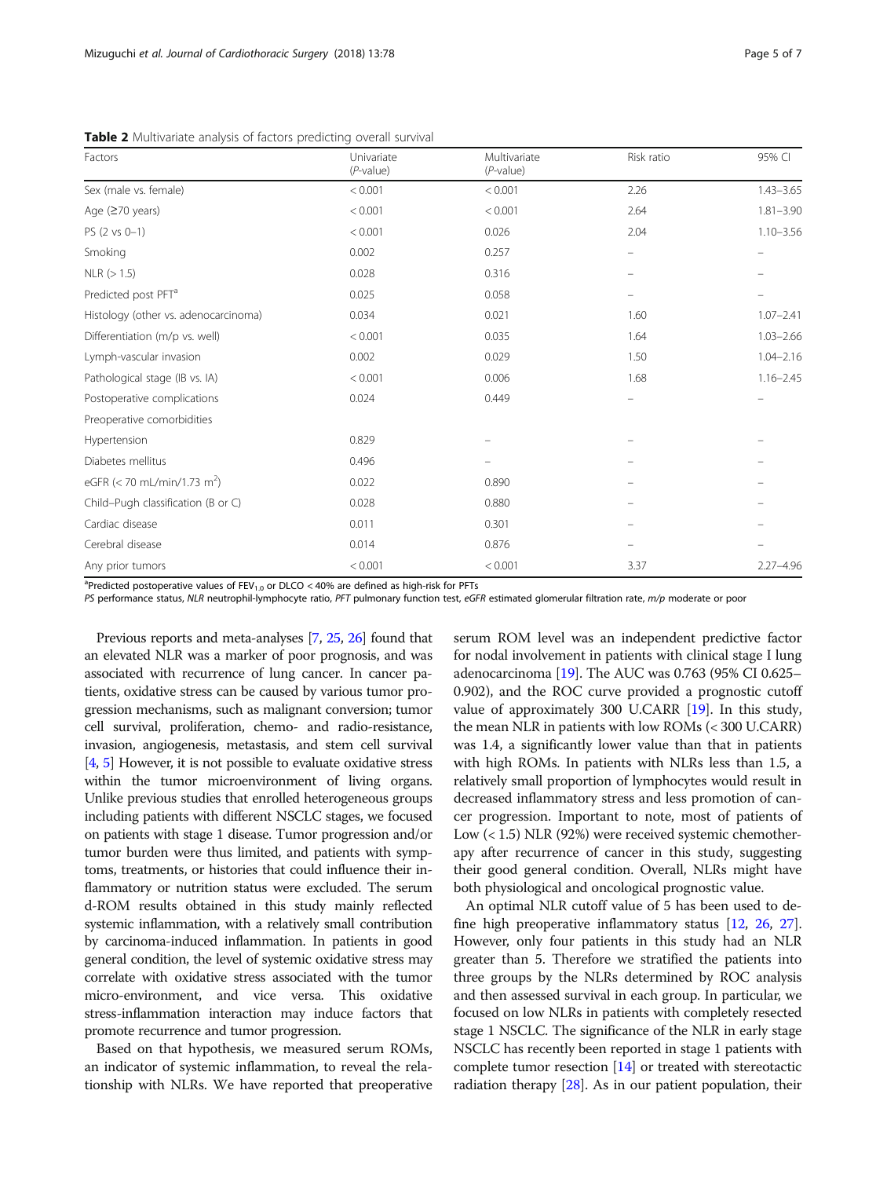**Table 2** Multivariate analysis of factors predicting overall survival

| Factors | Univariate ($P$-value) | Multivariate ($P$-value) | Risk ratio | 95% CI |
|---|---|---|---|---|
| Sex (male vs. female) | < 0.001 | < 0.001 | 2.26 | 1.43–3.65 |
| Age (≥70 years) | < 0.001 | < 0.001 | 2.64 | 1.81–3.90 |
| PS (2 vs 0–1) | < 0.001 | 0.026 | 2.04 | 1.10–3.56 |
| Smoking | 0.002 | 0.257 | – | – |
| NLR (> 1.5) | 0.028 | 0.316 | – | – |
| Predicted post PFT[a] | 0.025 | 0.058 | – | – |
| Histology (other vs. adenocarcinoma) | 0.034 | 0.021 | 1.60 | 1.07–2.41 |
| Differentiation (m/p vs. well) | < 0.001 | 0.035 | 1.64 | 1.03–2.66 |
| Lymph-vascular invasion | 0.002 | 0.029 | 1.50 | 1.04–2.16 |
| Pathological stage (IB vs. IA) | < 0.001 | 0.006 | 1.68 | 1.16–2.45 |
| Postoperative complications | 0.024 | 0.449 | – | – |
| Preoperative comorbidities | | | | |
| Hypertension | 0.829 | – | – | – |
| Diabetes mellitus | 0.496 | – | – | – |
| eGFR (< 70 mL/min/1.73 $m^2$) | 0.022 | 0.890 | – | – |
| Child–Pugh classification (B or C) | 0.028 | 0.880 | – | – |
| Cardiac disease | 0.011 | 0.301 | – | – |
| Cerebral disease | 0.014 | 0.876 | – | – |
| Any prior tumors | < 0.001 | < 0.001 | 3.37 | 2.27–4.96 |

[a]Predicted postoperative values of $FEV_{1.0}$ or DLCO < 40% are defined as high-risk for PFTs

*PS* performance status, *NLR* neutrophil-lymphocyte ratio, *PFT* pulmonary function test, *eGFR* estimated glomerular filtration rate, *m/p* moderate or poor

Previous reports and meta-analyses [7, 25, 26] found that an elevated NLR was a marker of poor prognosis, and was associated with recurrence of lung cancer. In cancer patients, oxidative stress can be caused by various tumor progression mechanisms, such as malignant conversion; tumor cell survival, proliferation, chemo- and radio-resistance, invasion, angiogenesis, metastasis, and stem cell survival [4, 5] However, it is not possible to evaluate oxidative stress within the tumor microenvironment of living organs. Unlike previous studies that enrolled heterogeneous groups including patients with different NSCLC stages, we focused on patients with stage 1 disease. Tumor progression and/or tumor burden were thus limited, and patients with symptoms, treatments, or histories that could influence their inflammatory or nutrition status were excluded. The serum d-ROM results obtained in this study mainly reflected systemic inflammation, with a relatively small contribution by carcinoma-induced inflammation. In patients in good general condition, the level of systemic oxidative stress may correlate with oxidative stress associated with the tumor micro-environment, and vice versa. This oxidative stress-inflammation interaction may induce factors that promote recurrence and tumor progression.

Based on that hypothesis, we measured serum ROMs, an indicator of systemic inflammation, to reveal the relationship with NLRs. We have reported that preoperative serum ROM level was an independent predictive factor for nodal involvement in patients with clinical stage I lung adenocarcinoma [19]. The AUC was 0.763 (95% CI 0.625–0.902), and the ROC curve provided a prognostic cutoff value of approximately 300 U.CARR [19]. In this study, the mean NLR in patients with low ROMs (< 300 U.CARR) was 1.4, a significantly lower value than that in patients with high ROMs. In patients with NLRs less than 1.5, a relatively small proportion of lymphocytes would result in decreased inflammatory stress and less promotion of cancer progression. Important to note, most of patients of Low (< 1.5) NLR (92%) were received systemic chemotherapy after recurrence of cancer in this study, suggesting their good general condition. Overall, NLRs might have both physiological and oncological prognostic value.

An optimal NLR cutoff value of 5 has been used to define high preoperative inflammatory status [12, 26, 27]. However, only four patients in this study had an NLR greater than 5. Therefore we stratified the patients into three groups by the NLRs determined by ROC analysis and then assessed survival in each group. In particular, we focused on low NLRs in patients with completely resected stage 1 NSCLC. The significance of the NLR in early stage NSCLC has recently been reported in stage 1 patients with complete tumor resection [14] or treated with stereotactic radiation therapy [28]. As in our patient population, their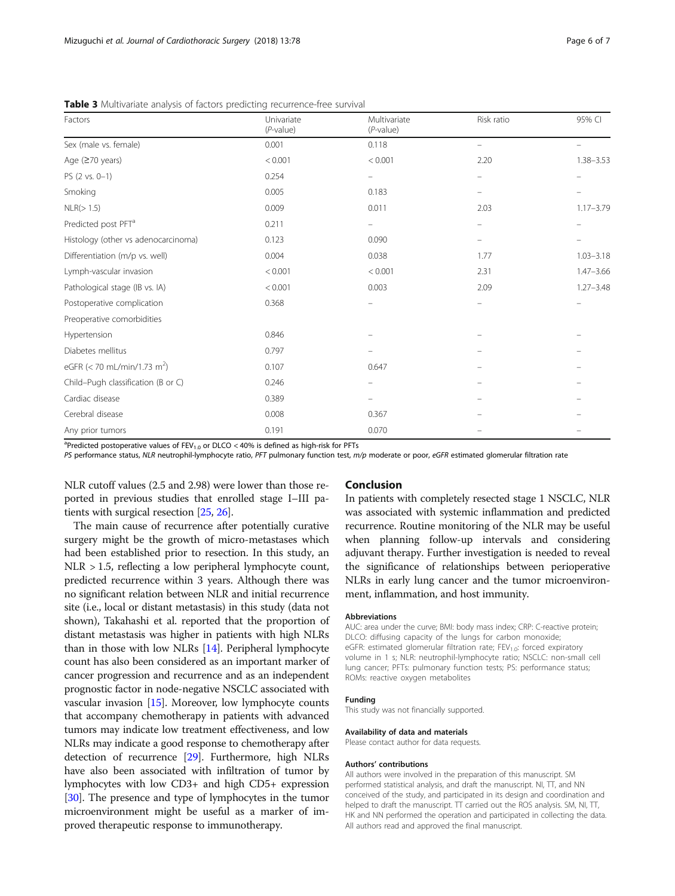**Table 3** Multivariate analysis of factors predicting recurrence-free survival

| Factors | Univariate (*P*-value) | Multivariate (*P*-value) | Risk ratio | 95% CI |
|---|---|---|---|---|
| Sex (male vs. female) | 0.001 | 0.118 | – | – |
| Age (≥70 years) | < 0.001 | < 0.001 | 2.20 | 1.38–3.53 |
| PS (2 vs. 0–1) | 0.254 | – | – | – |
| Smoking | 0.005 | 0.183 | – | – |
| NLR(> 1.5) | 0.009 | 0.011 | 2.03 | 1.17–3.79 |
| Predicted post PFT[a] | 0.211 | – | – | – |
| Histology (other vs adenocarcinoma) | 0.123 | 0.090 | – | – |
| Differentiation (m/p vs. well) | 0.004 | 0.038 | 1.77 | 1.03–3.18 |
| Lymph-vascular invasion | < 0.001 | < 0.001 | 2.31 | 1.47–3.66 |
| Pathological stage (IB vs. IA) | < 0.001 | 0.003 | 2.09 | 1.27–3.48 |
| Postoperative complication | 0.368 | – | – | – |
| Preoperative comorbidities | | | | |
| Hypertension | 0.846 | – | – | – |
| Diabetes mellitus | 0.797 | – | – | – |
| eGFR (< 70 mL/min/1.73 $m^2$) | 0.107 | 0.647 | – | – |
| Child–Pugh classification (B or C) | 0.246 | – | – | – |
| Cardiac disease | 0.389 | – | – | – |
| Cerebral disease | 0.008 | 0.367 | – | – |
| Any prior tumors | 0.191 | 0.070 | – | – |

[a]Predicted postoperative values of $FEV_{1.0}$ or DLCO < 40% is defined as high-risk for PFTs

*PS* performance status, *NLR* neutrophil-lymphocyte ratio, *PFT* pulmonary function test, *m/p* moderate or poor, *eGFR* estimated glomerular filtration rate

NLR cutoff values (2.5 and 2.98) were lower than those reported in previous studies that enrolled stage I–III patients with surgical resection [25, 26].

The main cause of recurrence after potentially curative surgery might be the growth of micro-metastases which had been established prior to resection. In this study, an NLR > 1.5, reflecting a low peripheral lymphocyte count, predicted recurrence within 3 years. Although there was no significant relation between NLR and initial recurrence site (i.e., local or distant metastasis) in this study (data not shown), Takahashi et al. reported that the proportion of distant metastasis was higher in patients with high NLRs than in those with low NLRs [14]. Peripheral lymphocyte count has also been considered as an important marker of cancer progression and recurrence and as an independent prognostic factor in node-negative NSCLC associated with vascular invasion [15]. Moreover, low lymphocyte counts that accompany chemotherapy in patients with advanced tumors may indicate low treatment effectiveness, and low NLRs may indicate a good response to chemotherapy after detection of recurrence [29]. Furthermore, high NLRs have also been associated with infiltration of tumor by lymphocytes with low CD3+ and high CD5+ expression [30]. The presence and type of lymphocytes in the tumor microenvironment might be useful as a marker of improved therapeutic response to immunotherapy.

## Conclusion

In patients with completely resected stage 1 NSCLC, NLR was associated with systemic inflammation and predicted recurrence. Routine monitoring of the NLR may be useful when planning follow-up intervals and considering adjuvant therapy. Further investigation is needed to reveal the significance of relationships between perioperative NLRs in early lung cancer and the tumor microenvironment, inflammation, and host immunity.

#### Abbreviations

AUC: area under the curve; BMI: body mass index; CRP: C-reactive protein; DLCO: diffusing capacity of the lungs for carbon monoxide; eGFR: estimated glomerular filtration rate; $FEV_{1.0}$: forced expiratory volume in 1 s; NLR: neutrophil-lymphocyte ratio; NSCLC: non-small cell lung cancer; PFTs: pulmonary function tests; PS: performance status; ROMs: reactive oxygen metabolites

#### Funding

This study was not financially supported.

#### Availability of data and materials

Please contact author for data requests.

#### Authors' contributions

All authors were involved in the preparation of this manuscript. SM performed statistical analysis, and draft the manuscript. NI, TT, and NN conceived of the study, and participated in its design and coordination and helped to draft the manuscript. TT carried out the ROS analysis. SM, NI, TT, HK and NN performed the operation and participated in collecting the data. All authors read and approved the final manuscript.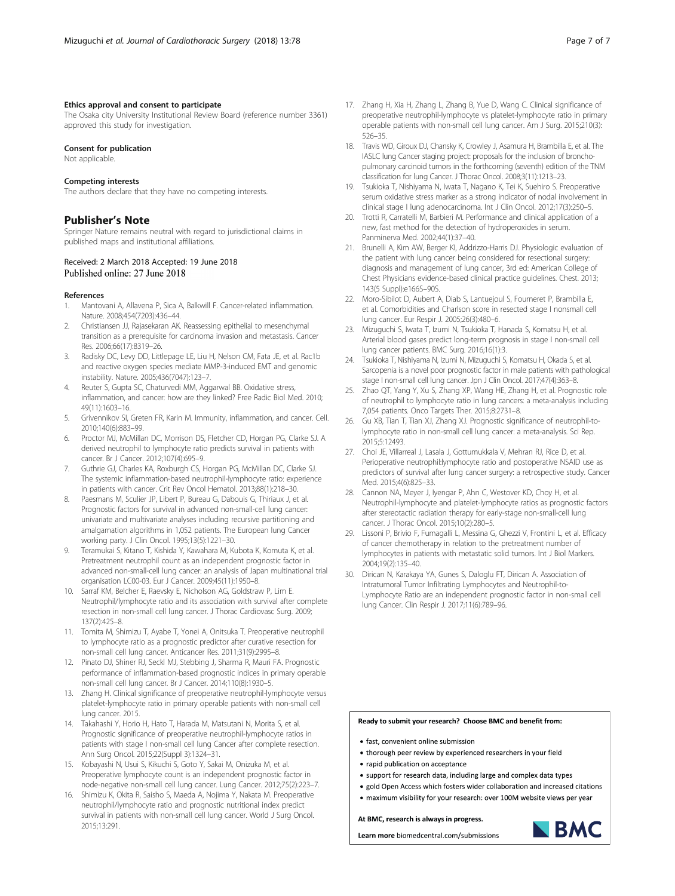#### Ethics approval and consent to participate

The Osaka city University Institutional Review Board (reference number 3361) approved this study for investigation.

#### Consent for publication

Not applicable.

#### Competing interests

The authors declare that they have no competing interests.

### Publisher's Note

Springer Nature remains neutral with regard to jurisdictional claims in published maps and institutional affiliations.

Received: 2 March 2018 Accepted: 19 June 2018
Published online: 27 June 2018

#### References

1. Mantovani A, Allavena P, Sica A, Balkwill F. Cancer-related inflammation. Nature. 2008;454(7203):436–44.
2. Christiansen JJ, Rajasekaran AK. Reassessing epithelial to mesenchymal transition as a prerequisite for carcinoma invasion and metastasis. Cancer Res. 2006;66(17):8319–26.
3. Radisky DC, Levy DD, Littlepage LE, Liu H, Nelson CM, Fata JE, et al. Rac1b and reactive oxygen species mediate MMP-3-induced EMT and genomic instability. Nature. 2005;436(7047):123–7.
4. Reuter S, Gupta SC, Chaturvedi MM, Aggarwal BB. Oxidative stress, inflammation, and cancer: how are they linked? Free Radic Biol Med. 2010; 49(11):1603–16.
5. Grivennikov SI, Greten FR, Karin M. Immunity, inflammation, and cancer. Cell. 2010;140(6):883–99.
6. Proctor MJ, McMillan DC, Morrison DS, Fletcher CD, Horgan PG, Clarke SJ. A derived neutrophil to lymphocyte ratio predicts survival in patients with cancer. Br J Cancer. 2012;107(4):695–9.
7. Guthrie GJ, Charles KA, Roxburgh CS, Horgan PG, McMillan DC, Clarke SJ. The systemic inflammation-based neutrophil-lymphocyte ratio: experience in patients with cancer. Crit Rev Oncol Hematol. 2013;88(1):218–30.
8. Paesmans M, Sculier JP, Libert P, Bureau G, Dabouis G, Thiriaux J, et al. Prognostic factors for survival in advanced non-small-cell lung cancer: univariate and multivariate analyses including recursive partitioning and amalgamation algorithms in 1,052 patients. The European lung Cancer working party. J Clin Oncol. 1995;13(5):1221–30.
9. Teramukai S, Kitano T, Kishida Y, Kawahara M, Kubota K, Komuta K, et al. Pretreatment neutrophil count as an independent prognostic factor in advanced non-small-cell lung cancer: an analysis of Japan multinational trial organisation LC00-03. Eur J Cancer. 2009;45(11):1950–8.
10. Sarraf KM, Belcher E, Raevsky E, Nicholson AG, Goldstraw P, Lim E. Neutrophil/lymphocyte ratio and its association with survival after complete resection in non-small cell lung cancer. J Thorac Cardiovasc Surg. 2009; 137(2):425–8.
11. Tomita M, Shimizu T, Ayabe T, Yonei A, Onitsuka T. Preoperative neutrophil to lymphocyte ratio as a prognostic predictor after curative resection for non-small cell lung cancer. Anticancer Res. 2011;31(9):2995–8.
12. Pinato DJ, Shiner RJ, Seckl MJ, Stebbing J, Sharma R, Mauri FA. Prognostic performance of inflammation-based prognostic indices in primary operable non-small cell lung cancer. Br J Cancer. 2014;110(8):1930–5.
13. Zhang H. Clinical significance of preoperative neutrophil-lymphocyte versus platelet-lymphocyte ratio in primary operable patients with non-small cell lung cancer. 2015.
14. Takahashi Y, Horio H, Hato T, Harada M, Matsutani N, Morita S, et al. Prognostic significance of preoperative neutrophil-lymphocyte ratios in patients with stage I non-small cell lung Cancer after complete resection. Ann Surg Oncol. 2015;22(Suppl 3):1324–31.
15. Kobayashi N, Usui S, Kikuchi S, Goto Y, Sakai M, Onizuka M, et al. Preoperative lymphocyte count is an independent prognostic factor in node-negative non-small cell lung cancer. Lung Cancer. 2012;75(2):223–7.
16. Shimizu K, Okita R, Saisho S, Maeda A, Nojima Y, Nakata M. Preoperative neutrophil/lymphocyte ratio and prognostic nutritional index predict survival in patients with non-small cell lung cancer. World J Surg Oncol. 2015;13:291.
17. Zhang H, Xia H, Zhang L, Zhang B, Yue D, Wang C. Clinical significance of preoperative neutrophil-lymphocyte vs platelet-lymphocyte ratio in primary operable patients with non-small cell lung cancer. Am J Surg. 2015;210(3): 526–35.
18. Travis WD, Giroux DJ, Chansky K, Crowley J, Asamura H, Brambilla E, et al. The IASLC lung Cancer staging project: proposals for the inclusion of broncho-pulmonary carcinoid tumors in the forthcoming (seventh) edition of the TNM classification for lung Cancer. J Thorac Oncol. 2008;3(11):1213–23.
19. Tsukioka T, Nishiyama N, Iwata T, Nagano K, Tei K, Suehiro S. Preoperative serum oxidative stress marker as a strong indicator of nodal involvement in clinical stage I lung adenocarcinoma. Int J Clin Oncol. 2012;17(3):250–5.
20. Trotti R, Carratelli M, Barbieri M. Performance and clinical application of a new, fast method for the detection of hydroperoxides in serum. Panminerva Med. 2002;44(1):37–40.
21. Brunelli A, Kim AW, Berger KI, Addrizzo-Harris DJ. Physiologic evaluation of the patient with lung cancer being considered for resectional surgery: diagnosis and management of lung cancer, 3rd ed: American College of Chest Physicians evidence-based clinical practice guidelines. Chest. 2013; 143(5 Suppl):e166S–90S.
22. Moro-Sibilot D, Aubert A, Diab S, Lantuejoul S, Fourneret P, Brambilla E, et al. Comorbidities and Charlson score in resected stage I nonsmall cell lung cancer. Eur Respir J. 2005;26(3):480–6.
23. Mizuguchi S, Iwata T, Izumi N, Tsukioka T, Hanada S, Komatsu H, et al. Arterial blood gases predict long-term prognosis in stage I non-small cell lung cancer patients. BMC Surg. 2016;16(1):3.
24. Tsukioka T, Nishiyama N, Izumi N, Mizuguchi S, Komatsu H, Okada S, et al. Sarcopenia is a novel poor prognostic factor in male patients with pathological stage I non-small cell lung cancer. Jpn J Clin Oncol. 2017;47(4):363–8.
25. Zhao QT, Yang Y, Xu S, Zhang XP, Wang HE, Zhang H, et al. Prognostic role of neutrophil to lymphocyte ratio in lung cancers: a meta-analysis including 7,054 patients. Onco Targets Ther. 2015;8:2731–8.
26. Gu XB, Tian T, Tian XJ, Zhang XJ. Prognostic significance of neutrophil-to-lymphocyte ratio in non-small cell lung cancer: a meta-analysis. Sci Rep. 2015;5:12493.
27. Choi JE, Villarreal J, Lasala J, Gottumukkala V, Mehran RJ, Rice D, et al. Perioperative neutrophil:lymphocyte ratio and postoperative NSAID use as predictors of survival after lung cancer surgery: a retrospective study. Cancer Med. 2015;4(6):825–33.
28. Cannon NA, Meyer J, Iyengar P, Ahn C, Westover KD, Choy H, et al. Neutrophil-lymphocyte and platelet-lymphocyte ratios as prognostic factors after stereotactic radiation therapy for early-stage non-small-cell lung cancer. J Thorac Oncol. 2015;10(2):280–5.
29. Lissoni P, Brivio F, Fumagalli L, Messina G, Ghezzi V, Frontini L, et al. Efficacy of cancer chemotherapy in relation to the pretreatment number of lymphocytes in patients with metastatic solid tumors. Int J Biol Markers. 2004;19(2):135–40.
30. Dirican N, Karakaya YA, Gunes S, Daloglu FT, Dirican A. Association of Intratumoral Tumor Infiltrating Lymphocytes and Neutrophil-to-Lymphocyte Ratio are an independent prognostic factor in non-small cell lung Cancer. Clin Respir J. 2017;11(6):789–96.

**Ready to submit your research? Choose BMC and benefit from:**

- fast, convenient online submission
- thorough peer review by experienced researchers in your field
- rapid publication on acceptance
- support for research data, including large and complex data types
- gold Open Access which fosters wider collaboration and increased citations
- maximum visibility for your research: over 100M website views per year

**At BMC, research is always in progress.**

**Learn more** biomedcentral.com/submissions

BMC